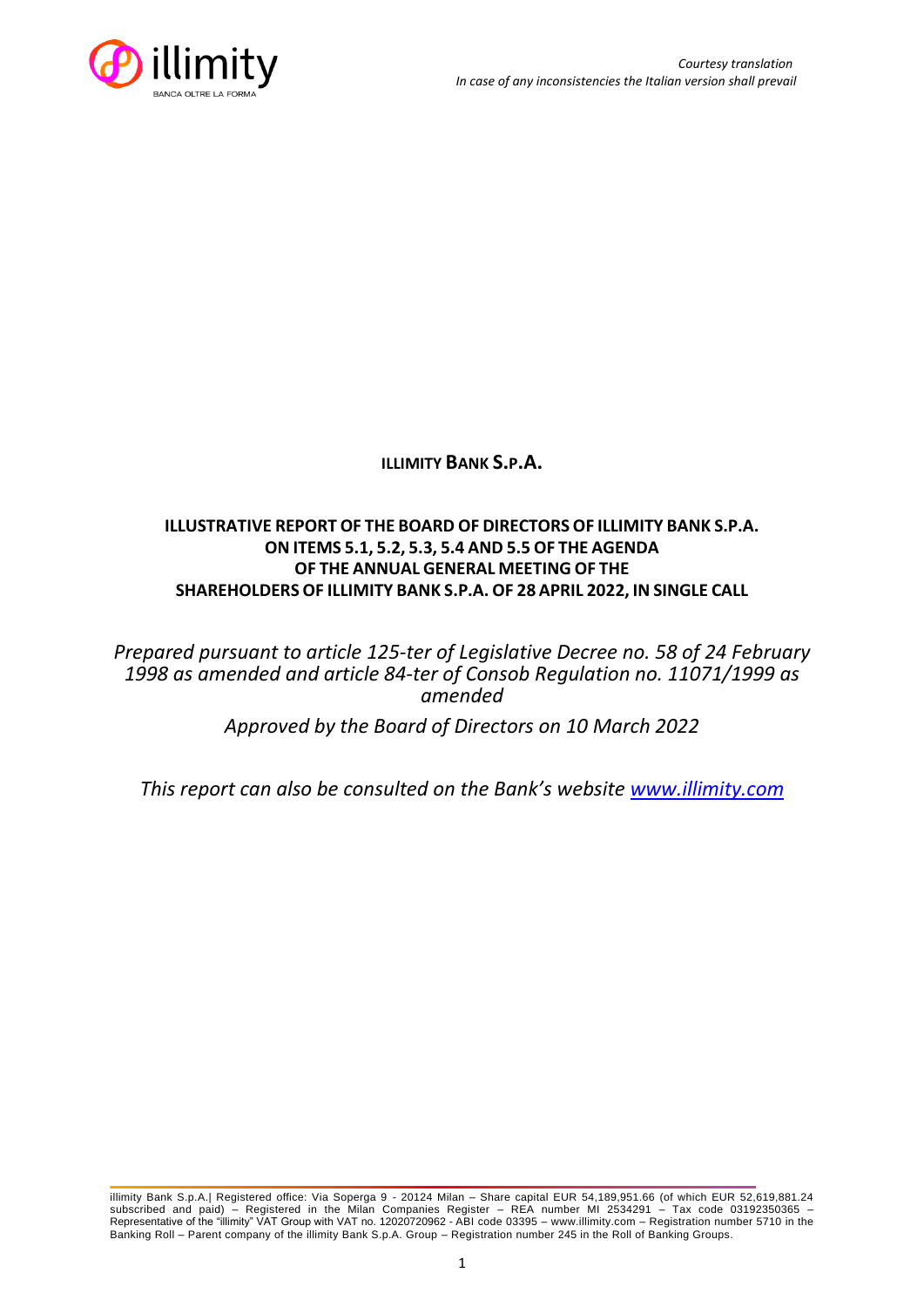*Courtesy translation*
*In case of any inconsistencies the Italian version shall prevail*

# ILLIMITY BANK S.P.A.

## ILLUSTRATIVE REPORT OF THE BOARD OF DIRECTORS OF ILLIMITY BANK S.P.A. ON ITEMS 5.1, 5.2, 5.3, 5.4 AND 5.5 OF THE AGENDA OF THE ANNUAL GENERAL MEETING OF THE SHAREHOLDERS OF ILLIMITY BANK S.P.A. OF 28 APRIL 2022, IN SINGLE CALL

*Prepared pursuant to article 125-ter of Legislative Decree no. 58 of 24 February 1998 as amended and article 84-ter of Consob Regulation no. 11071/1999 as amended*

*Approved by the Board of Directors on 10 March 2022*

*This report can also be consulted on the Bank's website [www.illimity.com](www.illimity.com)*

illimity Bank S.p.A.| Registered office: Via Soperga 9 - 20124 Milan – Share capital EUR 54,189,951.66 (of which EUR 52,619,881.24 subscribed and paid) – Registered in the Milan Companies Register – REA number MI 2534291 – Tax code 03192350365 – Representative of the "illimity" VAT Group with VAT no. 12020720962 - ABI code 03395 – www.illimity.com – Registration number 5710 in the Banking Roll – Parent company of the illimity Bank S.p.A. Group – Registration number 245 in the Roll of Banking Groups.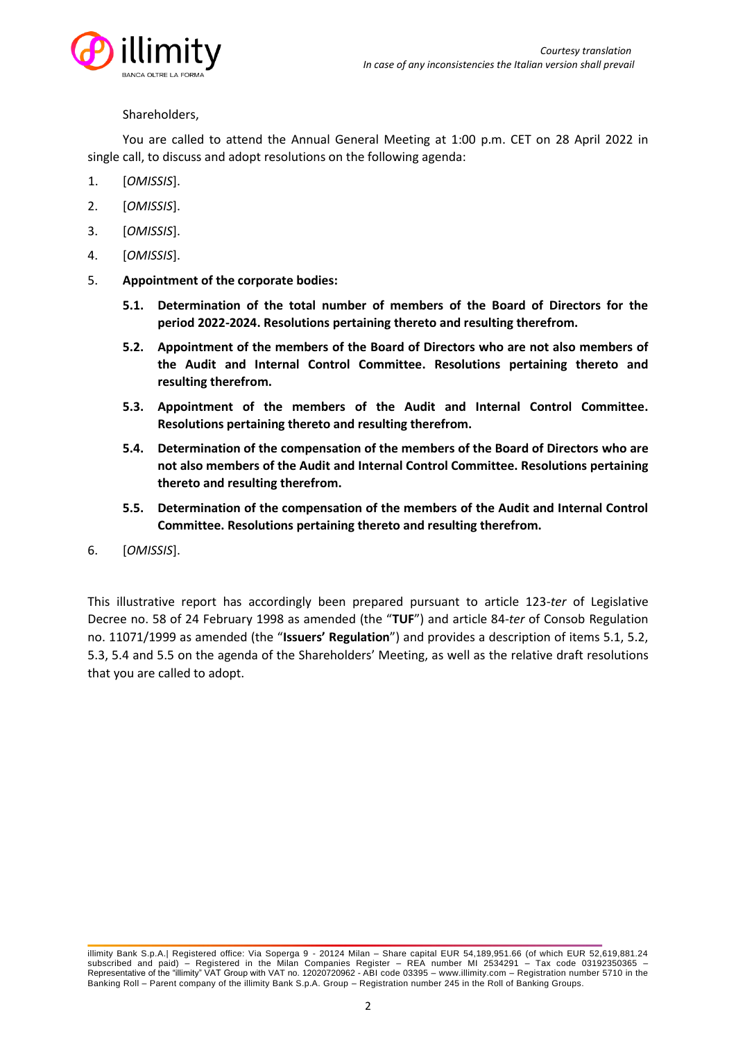Shareholders,

You are called to attend the Annual General Meeting at 1:00 p.m. CET on 28 April 2022 in single call, to discuss and adopt resolutions on the following agenda:

1. [*OMISSIS*].
2. [*OMISSIS*].
3. [*OMISSIS*].
4. [*OMISSIS*].
5. **Appointment of the corporate bodies:**
   - **5.1. Determination of the total number of members of the Board of Directors for the period 2022-2024. Resolutions pertaining thereto and resulting therefrom.**
   - **5.2. Appointment of the members of the Board of Directors who are not also members of the Audit and Internal Control Committee. Resolutions pertaining thereto and resulting therefrom.**
   - **5.3. Appointment of the members of the Audit and Internal Control Committee. Resolutions pertaining thereto and resulting therefrom.**
   - **5.4. Determination of the compensation of the members of the Board of Directors who are not also members of the Audit and Internal Control Committee. Resolutions pertaining thereto and resulting therefrom.**
   - **5.5. Determination of the compensation of the members of the Audit and Internal Control Committee. Resolutions pertaining thereto and resulting therefrom.**
6. [*OMISSIS*].

This illustrative report has accordingly been prepared pursuant to article 123-*ter* of Legislative Decree no. 58 of 24 February 1998 as amended (the "**TUF**") and article 84-*ter* of Consob Regulation no. 11071/1999 as amended (the "**Issuers' Regulation**") and provides a description of items 5.1, 5.2, 5.3, 5.4 and 5.5 on the agenda of the Shareholders' Meeting, as well as the relative draft resolutions that you are called to adopt.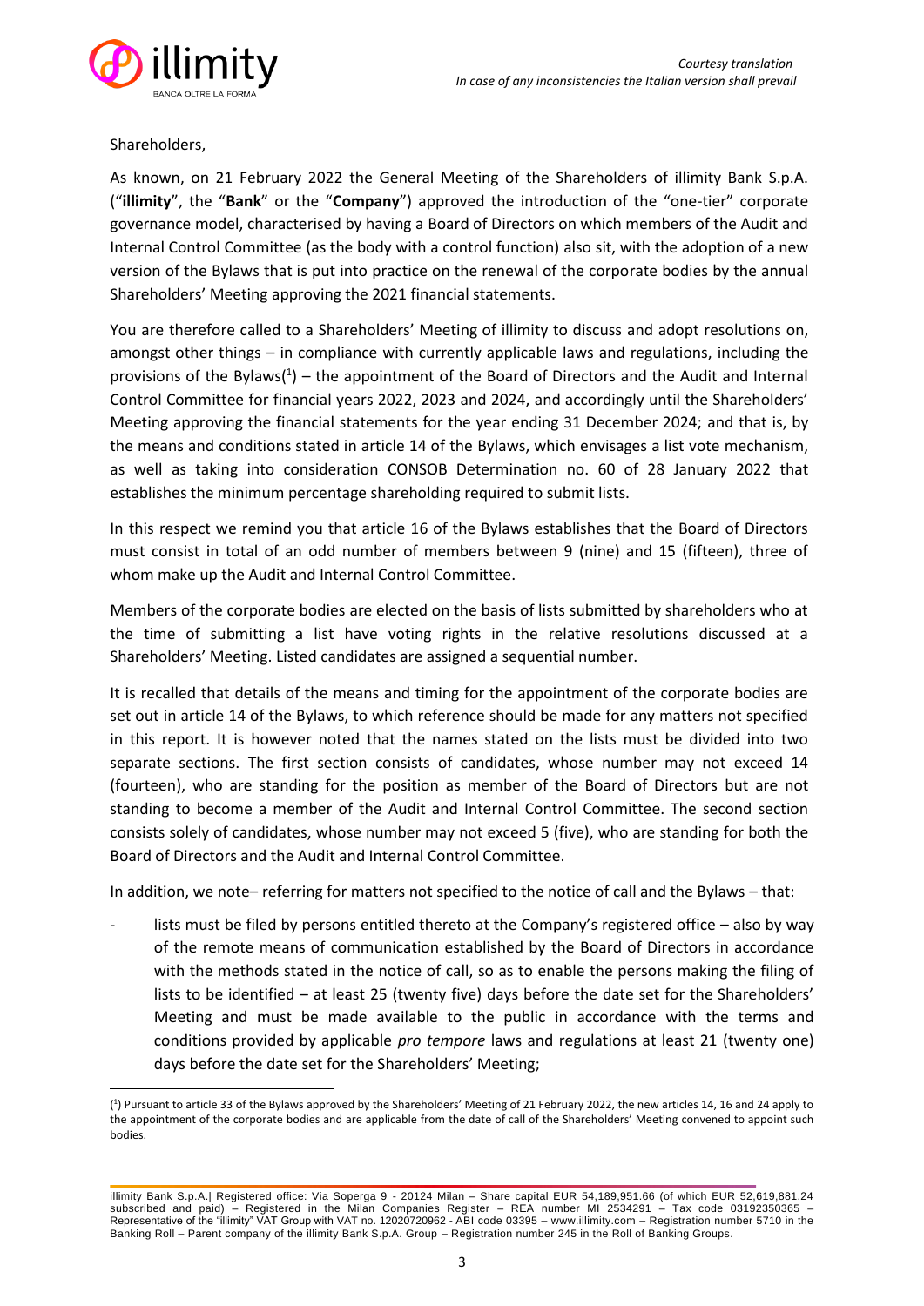*Courtesy translation*
*In case of any inconsistencies the Italian version shall prevail*

Shareholders,

As known, on 21 February 2022 the General Meeting of the Shareholders of illimity Bank S.p.A. ("**illimity**", the "**Bank**" or the "**Company**") approved the introduction of the "one-tier" corporate governance model, characterised by having a Board of Directors on which members of the Audit and Internal Control Committee (as the body with a control function) also sit, with the adoption of a new version of the Bylaws that is put into practice on the renewal of the corporate bodies by the annual Shareholders' Meeting approving the 2021 financial statements.

You are therefore called to a Shareholders' Meeting of illimity to discuss and adopt resolutions on, amongst other things – in compliance with currently applicable laws and regulations, including the provisions of the Bylaws([1]) – the appointment of the Board of Directors and the Audit and Internal Control Committee for financial years 2022, 2023 and 2024, and accordingly until the Shareholders' Meeting approving the financial statements for the year ending 31 December 2024; and that is, by the means and conditions stated in article 14 of the Bylaws, which envisages a list vote mechanism, as well as taking into consideration CONSOB Determination no. 60 of 28 January 2022 that establishes the minimum percentage shareholding required to submit lists.

In this respect we remind you that article 16 of the Bylaws establishes that the Board of Directors must consist in total of an odd number of members between 9 (nine) and 15 (fifteen), three of whom make up the Audit and Internal Control Committee.

Members of the corporate bodies are elected on the basis of lists submitted by shareholders who at the time of submitting a list have voting rights in the relative resolutions discussed at a Shareholders' Meeting. Listed candidates are assigned a sequential number.

It is recalled that details of the means and timing for the appointment of the corporate bodies are set out in article 14 of the Bylaws, to which reference should be made for any matters not specified in this report. It is however noted that the names stated on the lists must be divided into two separate sections. The first section consists of candidates, whose number may not exceed 14 (fourteen), who are standing for the position as member of the Board of Directors but are not standing to become a member of the Audit and Internal Control Committee. The second section consists solely of candidates, whose number may not exceed 5 (five), who are standing for both the Board of Directors and the Audit and Internal Control Committee.

In addition, we note– referring for matters not specified to the notice of call and the Bylaws – that:

- lists must be filed by persons entitled thereto at the Company's registered office – also by way of the remote means of communication established by the Board of Directors in accordance with the methods stated in the notice of call, so as to enable the persons making the filing of lists to be identified – at least 25 (twenty five) days before the date set for the Shareholders' Meeting and must be made available to the public in accordance with the terms and conditions provided by applicable *pro tempore* laws and regulations at least 21 (twenty one) days before the date set for the Shareholders' Meeting;

([1]) Pursuant to article 33 of the Bylaws approved by the Shareholders' Meeting of 21 February 2022, the new articles 14, 16 and 24 apply to the appointment of the corporate bodies and are applicable from the date of call of the Shareholders' Meeting convened to appoint such bodies.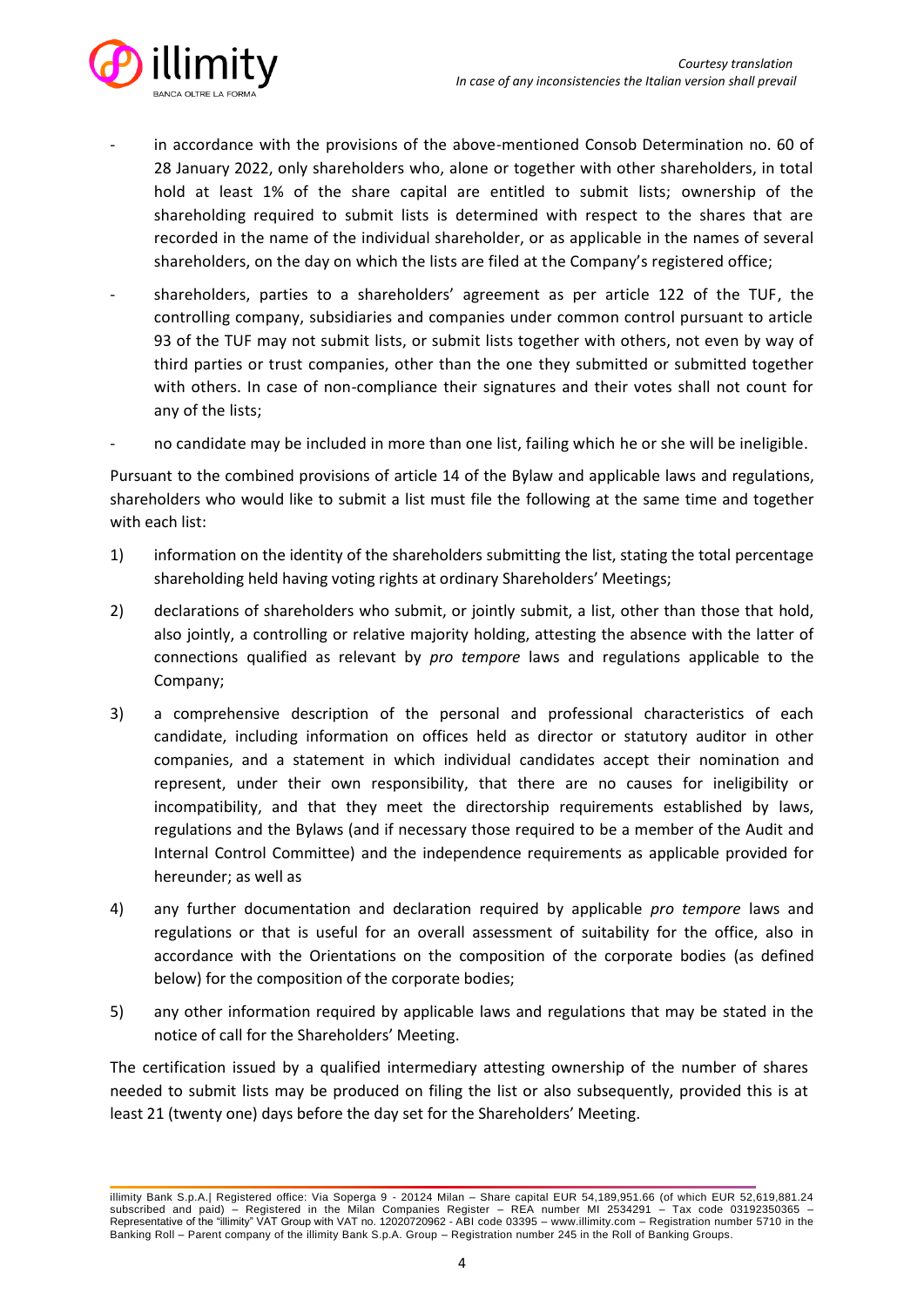- in accordance with the provisions of the above-mentioned Consob Determination no. 60 of 28 January 2022, only shareholders who, alone or together with other shareholders, in total hold at least 1% of the share capital are entitled to submit lists; ownership of the shareholding required to submit lists is determined with respect to the shares that are recorded in the name of the individual shareholder, or as applicable in the names of several shareholders, on the day on which the lists are filed at the Company's registered office;
- shareholders, parties to a shareholders' agreement as per article 122 of the TUF, the controlling company, subsidiaries and companies under common control pursuant to article 93 of the TUF may not submit lists, or submit lists together with others, not even by way of third parties or trust companies, other than the one they submitted or submitted together with others. In case of non-compliance their signatures and their votes shall not count for any of the lists;
- no candidate may be included in more than one list, failing which he or she will be ineligible.

Pursuant to the combined provisions of article 14 of the Bylaw and applicable laws and regulations, shareholders who would like to submit a list must file the following at the same time and together with each list:

1) information on the identity of the shareholders submitting the list, stating the total percentage shareholding held having voting rights at ordinary Shareholders' Meetings;
2) declarations of shareholders who submit, or jointly submit, a list, other than those that hold, also jointly, a controlling or relative majority holding, attesting the absence with the latter of connections qualified as relevant by *pro tempore* laws and regulations applicable to the Company;
3) a comprehensive description of the personal and professional characteristics of each candidate, including information on offices held as director or statutory auditor in other companies, and a statement in which individual candidates accept their nomination and represent, under their own responsibility, that there are no causes for ineligibility or incompatibility, and that they meet the directorship requirements established by laws, regulations and the Bylaws (and if necessary those required to be a member of the Audit and Internal Control Committee) and the independence requirements as applicable provided for hereunder; as well as
4) any further documentation and declaration required by applicable *pro tempore* laws and regulations or that is useful for an overall assessment of suitability for the office, also in accordance with the Orientations on the composition of the corporate bodies (as defined below) for the composition of the corporate bodies;
5) any other information required by applicable laws and regulations that may be stated in the notice of call for the Shareholders' Meeting.

The certification issued by a qualified intermediary attesting ownership of the number of shares needed to submit lists may be produced on filing the list or also subsequently, provided this is at least 21 (twenty one) days before the day set for the Shareholders' Meeting.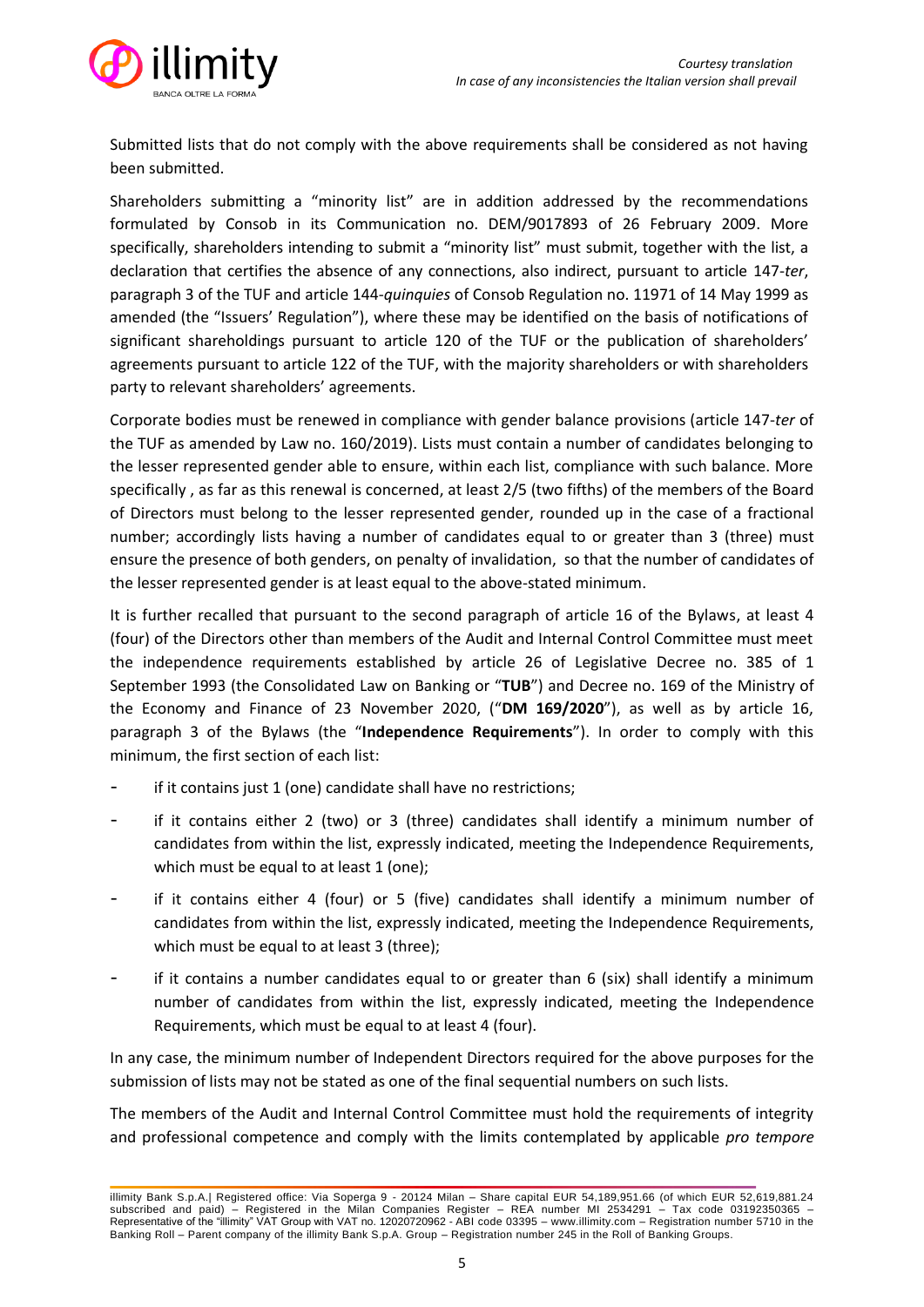Submitted lists that do not comply with the above requirements shall be considered as not having been submitted.

Shareholders submitting a "minority list" are in addition addressed by the recommendations formulated by Consob in its Communication no. DEM/9017893 of 26 February 2009. More specifically, shareholders intending to submit a "minority list" must submit, together with the list, a declaration that certifies the absence of any connections, also indirect, pursuant to article 147-*ter*, paragraph 3 of the TUF and article 144-*quinquies* of Consob Regulation no. 11971 of 14 May 1999 as amended (the "Issuers' Regulation"), where these may be identified on the basis of notifications of significant shareholdings pursuant to article 120 of the TUF or the publication of shareholders' agreements pursuant to article 122 of the TUF, with the majority shareholders or with shareholders party to relevant shareholders' agreements.

Corporate bodies must be renewed in compliance with gender balance provisions (article 147-*ter* of the TUF as amended by Law no. 160/2019). Lists must contain a number of candidates belonging to the lesser represented gender able to ensure, within each list, compliance with such balance. More specifically , as far as this renewal is concerned, at least 2/5 (two fifths) of the members of the Board of Directors must belong to the lesser represented gender, rounded up in the case of a fractional number; accordingly lists having a number of candidates equal to or greater than 3 (three) must ensure the presence of both genders, on penalty of invalidation, so that the number of candidates of the lesser represented gender is at least equal to the above-stated minimum.

It is further recalled that pursuant to the second paragraph of article 16 of the Bylaws, at least 4 (four) of the Directors other than members of the Audit and Internal Control Committee must meet the independence requirements established by article 26 of Legislative Decree no. 385 of 1 September 1993 (the Consolidated Law on Banking or "**TUB**") and Decree no. 169 of the Ministry of the Economy and Finance of 23 November 2020, ("**DM 169/2020**"), as well as by article 16, paragraph 3 of the Bylaws (the "**Independence Requirements**"). In order to comply with this minimum, the first section of each list:

- if it contains just 1 (one) candidate shall have no restrictions;
- if it contains either 2 (two) or 3 (three) candidates shall identify a minimum number of candidates from within the list, expressly indicated, meeting the Independence Requirements, which must be equal to at least 1 (one);
- if it contains either 4 (four) or 5 (five) candidates shall identify a minimum number of candidates from within the list, expressly indicated, meeting the Independence Requirements, which must be equal to at least 3 (three);
- if it contains a number candidates equal to or greater than 6 (six) shall identify a minimum number of candidates from within the list, expressly indicated, meeting the Independence Requirements, which must be equal to at least 4 (four).

In any case, the minimum number of Independent Directors required for the above purposes for the submission of lists may not be stated as one of the final sequential numbers on such lists.

The members of the Audit and Internal Control Committee must hold the requirements of integrity and professional competence and comply with the limits contemplated by applicable *pro tempore*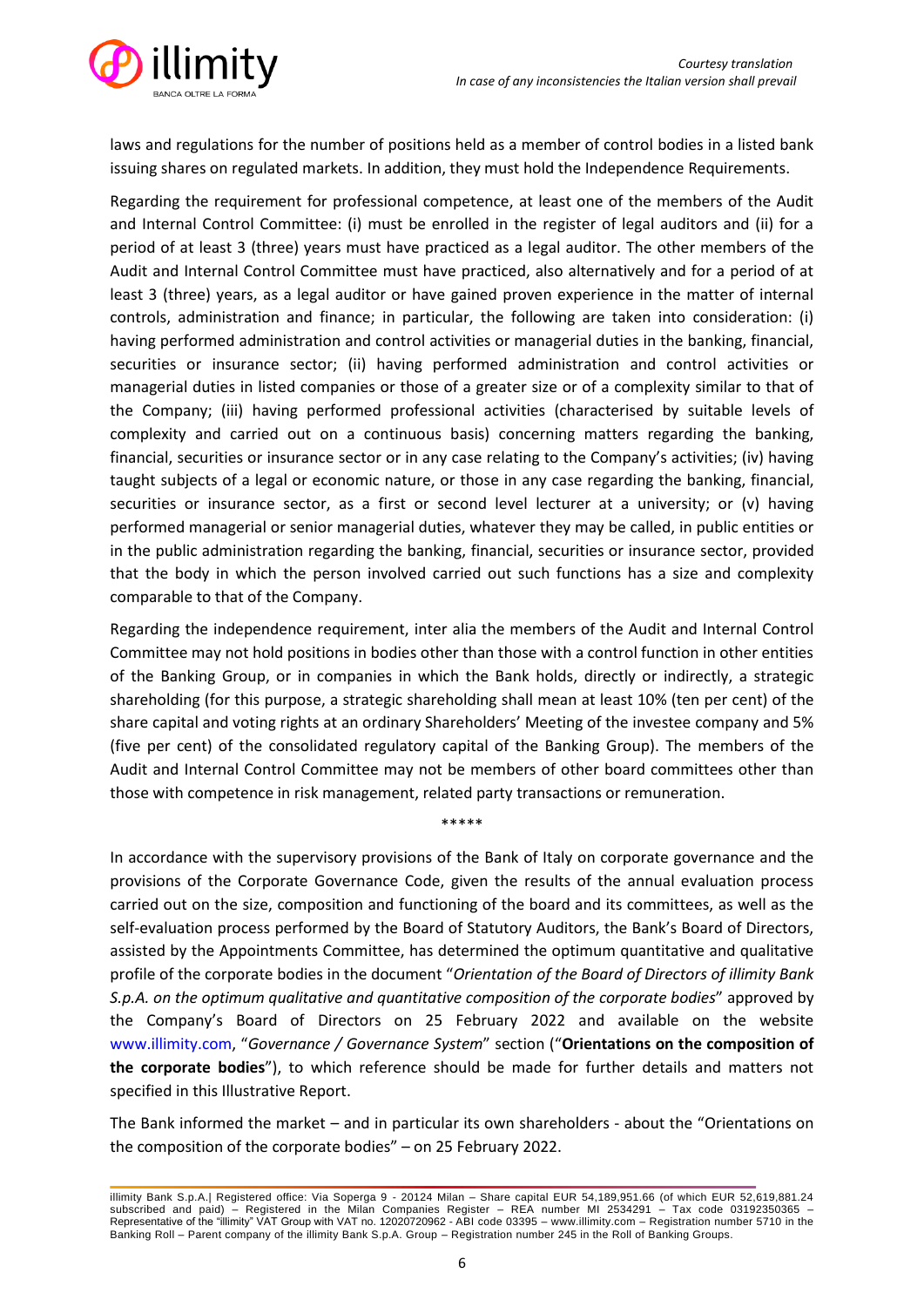laws and regulations for the number of positions held as a member of control bodies in a listed bank issuing shares on regulated markets. In addition, they must hold the Independence Requirements.

Regarding the requirement for professional competence, at least one of the members of the Audit and Internal Control Committee: (i) must be enrolled in the register of legal auditors and (ii) for a period of at least 3 (three) years must have practiced as a legal auditor. The other members of the Audit and Internal Control Committee must have practiced, also alternatively and for a period of at least 3 (three) years, as a legal auditor or have gained proven experience in the matter of internal controls, administration and finance; in particular, the following are taken into consideration: (i) having performed administration and control activities or managerial duties in the banking, financial, securities or insurance sector; (ii) having performed administration and control activities or managerial duties in listed companies or those of a greater size or of a complexity similar to that of the Company; (iii) having performed professional activities (characterised by suitable levels of complexity and carried out on a continuous basis) concerning matters regarding the banking, financial, securities or insurance sector or in any case relating to the Company's activities; (iv) having taught subjects of a legal or economic nature, or those in any case regarding the banking, financial, securities or insurance sector, as a first or second level lecturer at a university; or (v) having performed managerial or senior managerial duties, whatever they may be called, in public entities or in the public administration regarding the banking, financial, securities or insurance sector, provided that the body in which the person involved carried out such functions has a size and complexity comparable to that of the Company.

Regarding the independence requirement, inter alia the members of the Audit and Internal Control Committee may not hold positions in bodies other than those with a control function in other entities of the Banking Group, or in companies in which the Bank holds, directly or indirectly, a strategic shareholding (for this purpose, a strategic shareholding shall mean at least 10% (ten per cent) of the share capital and voting rights at an ordinary Shareholders' Meeting of the investee company and 5% (five per cent) of the consolidated regulatory capital of the Banking Group). The members of the Audit and Internal Control Committee may not be members of other board committees other than those with competence in risk management, related party transactions or remuneration.

*****

In accordance with the supervisory provisions of the Bank of Italy on corporate governance and the provisions of the Corporate Governance Code, given the results of the annual evaluation process carried out on the size, composition and functioning of the board and its committees, as well as the self-evaluation process performed by the Board of Statutory Auditors, the Bank's Board of Directors, assisted by the Appointments Committee, has determined the optimum quantitative and qualitative profile of the corporate bodies in the document "*Orientation of the Board of Directors of illimity Bank S.p.A. on the optimum qualitative and quantitative composition of the corporate bodies*" approved by the Company's Board of Directors on 25 February 2022 and available on the website www.illimity.com, "*Governance / Governance System*" section ("**Orientations on the composition of the corporate bodies**"), to which reference should be made for further details and matters not specified in this Illustrative Report.

The Bank informed the market – and in particular its own shareholders - about the "Orientations on the composition of the corporate bodies" – on 25 February 2022.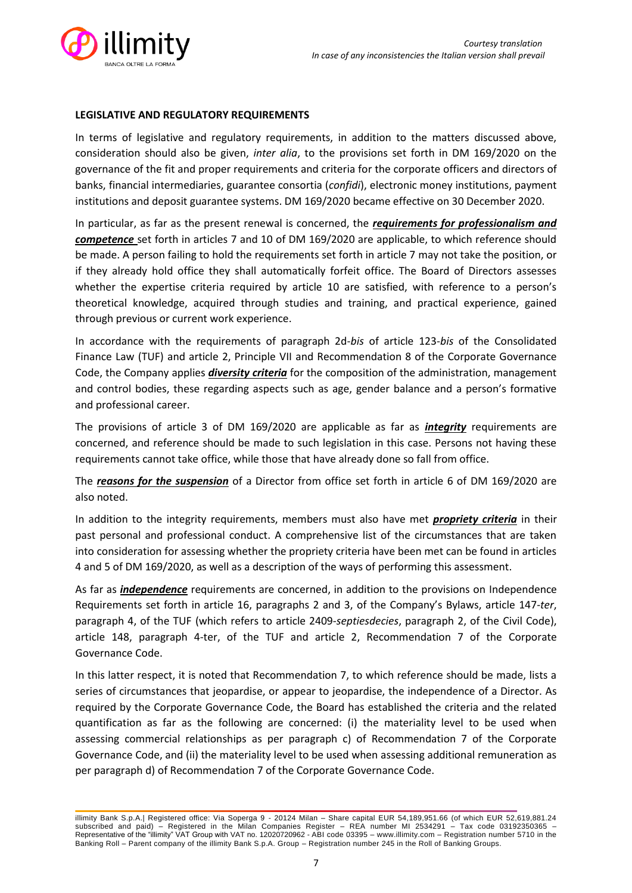**LEGISLATIVE AND REGULATORY REQUIREMENTS**

In terms of legislative and regulatory requirements, in addition to the matters discussed above, consideration should also be given, *inter alia*, to the provisions set forth in DM 169/2020 on the governance of the fit and proper requirements and criteria for the corporate officers and directors of banks, financial intermediaries, guarantee consortia (*confidi*), electronic money institutions, payment institutions and deposit guarantee systems. DM 169/2020 became effective on 30 December 2020.

In particular, as far as the present renewal is concerned, the ***requirements for professionalism and competence*** set forth in articles 7 and 10 of DM 169/2020 are applicable, to which reference should be made. A person failing to hold the requirements set forth in article 7 may not take the position, or if they already hold office they shall automatically forfeit office. The Board of Directors assesses whether the expertise criteria required by article 10 are satisfied, with reference to a person's theoretical knowledge, acquired through studies and training, and practical experience, gained through previous or current work experience.

In accordance with the requirements of paragraph 2d-*bis* of article 123-*bis* of the Consolidated Finance Law (TUF) and article 2, Principle VII and Recommendation 8 of the Corporate Governance Code, the Company applies ***diversity criteria*** for the composition of the administration, management and control bodies, these regarding aspects such as age, gender balance and a person's formative and professional career.

The provisions of article 3 of DM 169/2020 are applicable as far as ***integrity*** requirements are concerned, and reference should be made to such legislation in this case. Persons not having these requirements cannot take office, while those that have already done so fall from office.

The ***reasons for the suspension*** of a Director from office set forth in article 6 of DM 169/2020 are also noted.

In addition to the integrity requirements, members must also have met ***propriety criteria*** in their past personal and professional conduct. A comprehensive list of the circumstances that are taken into consideration for assessing whether the propriety criteria have been met can be found in articles 4 and 5 of DM 169/2020, as well as a description of the ways of performing this assessment.

As far as ***independence*** requirements are concerned, in addition to the provisions on Independence Requirements set forth in article 16, paragraphs 2 and 3, of the Company's Bylaws, article 147-*ter*, paragraph 4, of the TUF (which refers to article 2409-*septiesdecies*, paragraph 2, of the Civil Code), article 148, paragraph 4-ter, of the TUF and article 2, Recommendation 7 of the Corporate Governance Code.

In this latter respect, it is noted that Recommendation 7, to which reference should be made, lists a series of circumstances that jeopardise, or appear to jeopardise, the independence of a Director. As required by the Corporate Governance Code, the Board has established the criteria and the related quantification as far as the following are concerned: (i) the materiality level to be used when assessing commercial relationships as per paragraph c) of Recommendation 7 of the Corporate Governance Code, and (ii) the materiality level to be used when assessing additional remuneration as per paragraph d) of Recommendation 7 of the Corporate Governance Code.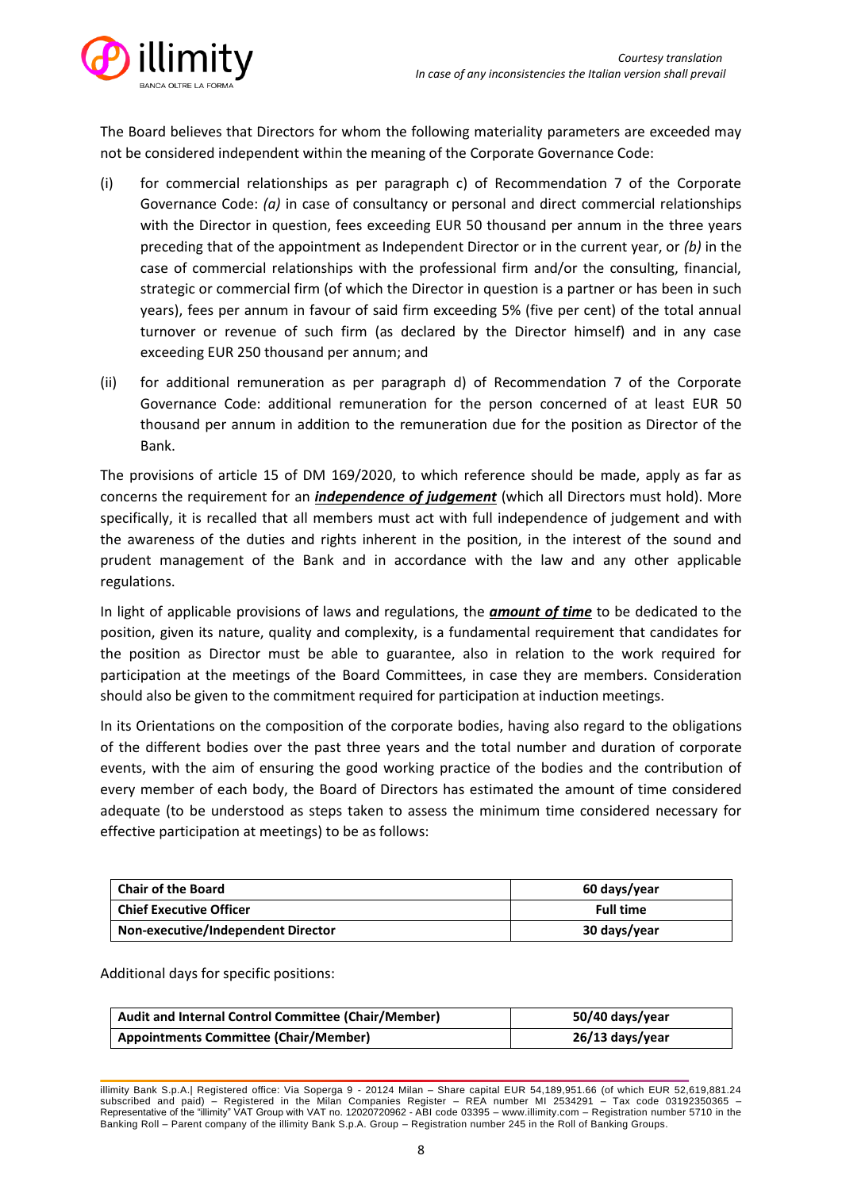The Board believes that Directors for whom the following materiality parameters are exceeded may not be considered independent within the meaning of the Corporate Governance Code:

(i) for commercial relationships as per paragraph c) of Recommendation 7 of the Corporate Governance Code: *(a)* in case of consultancy or personal and direct commercial relationships with the Director in question, fees exceeding EUR 50 thousand per annum in the three years preceding that of the appointment as Independent Director or in the current year, or *(b)* in the case of commercial relationships with the professional firm and/or the consulting, financial, strategic or commercial firm (of which the Director in question is a partner or has been in such years), fees per annum in favour of said firm exceeding 5% (five per cent) of the total annual turnover or revenue of such firm (as declared by the Director himself) and in any case exceeding EUR 250 thousand per annum; and

(ii) for additional remuneration as per paragraph d) of Recommendation 7 of the Corporate Governance Code: additional remuneration for the person concerned of at least EUR 50 thousand per annum in addition to the remuneration due for the position as Director of the Bank.

The provisions of article 15 of DM 169/2020, to which reference should be made, apply as far as concerns the requirement for an ***independence of judgement*** (which all Directors must hold). More specifically, it is recalled that all members must act with full independence of judgement and with the awareness of the duties and rights inherent in the position, in the interest of the sound and prudent management of the Bank and in accordance with the law and any other applicable regulations.

In light of applicable provisions of laws and regulations, the ***amount of time*** to be dedicated to the position, given its nature, quality and complexity, is a fundamental requirement that candidates for the position as Director must be able to guarantee, also in relation to the work required for participation at the meetings of the Board Committees, in case they are members. Consideration should also be given to the commitment required for participation at induction meetings.

In its Orientations on the composition of the corporate bodies, having also regard to the obligations of the different bodies over the past three years and the total number and duration of corporate events, with the aim of ensuring the good working practice of the bodies and the contribution of every member of each body, the Board of Directors has estimated the amount of time considered adequate (to be understood as steps taken to assess the minimum time considered necessary for effective participation at meetings) to be as follows:

| Position | Time |
|---|---|
| **Chair of the Board** | **60 days/year** |
| **Chief Executive Officer** | **Full time** |
| **Non-executive/Independent Director** | **30 days/year** |

Additional days for specific positions:

| Position | Time |
|---|---|
| **Audit and Internal Control Committee (Chair/Member)** | **50/40 days/year** |
| **Appointments Committee (Chair/Member)** | **26/13 days/year** |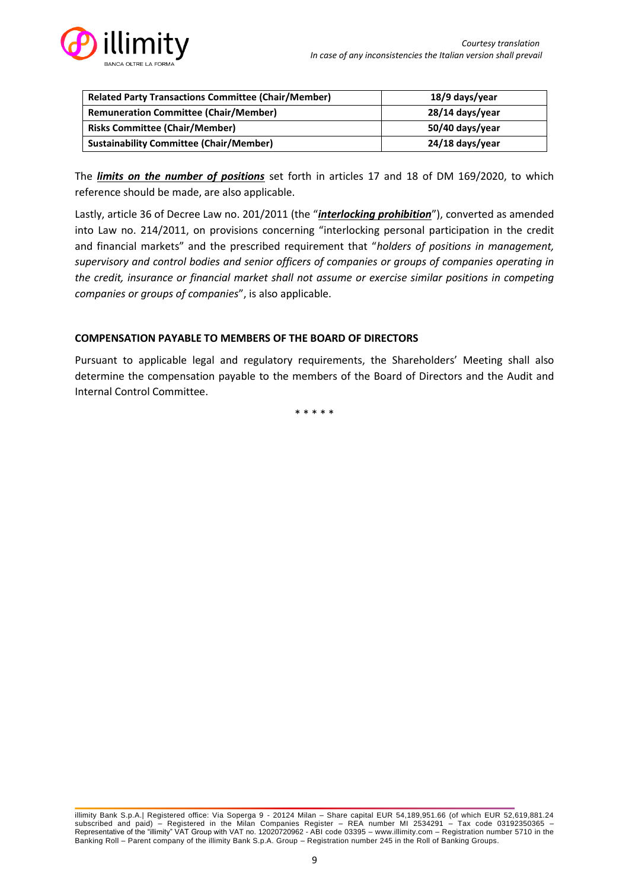| **Related Party Transactions Committee (Chair/Member)** | **18/9 days/year** |
|---|---|
| **Remuneration Committee (Chair/Member)** | **28/14 days/year** |
| **Risks Committee (Chair/Member)** | **50/40 days/year** |
| **Sustainability Committee (Chair/Member)** | **24/18 days/year** |

The ***limits on the number of positions*** set forth in articles 17 and 18 of DM 169/2020, to which reference should be made, are also applicable.

Lastly, article 36 of Decree Law no. 201/2011 (the "***interlocking prohibition***"), converted as amended into Law no. 214/2011, on provisions concerning "interlocking personal participation in the credit and financial markets" and the prescribed requirement that "*holders of positions in management, supervisory and control bodies and senior officers of companies or groups of companies operating in the credit, insurance or financial market shall not assume or exercise similar positions in competing companies or groups of companies*", is also applicable.

**COMPENSATION PAYABLE TO MEMBERS OF THE BOARD OF DIRECTORS**

Pursuant to applicable legal and regulatory requirements, the Shareholders' Meeting shall also determine the compensation payable to the members of the Board of Directors and the Audit and Internal Control Committee.

\* \* \* \* \*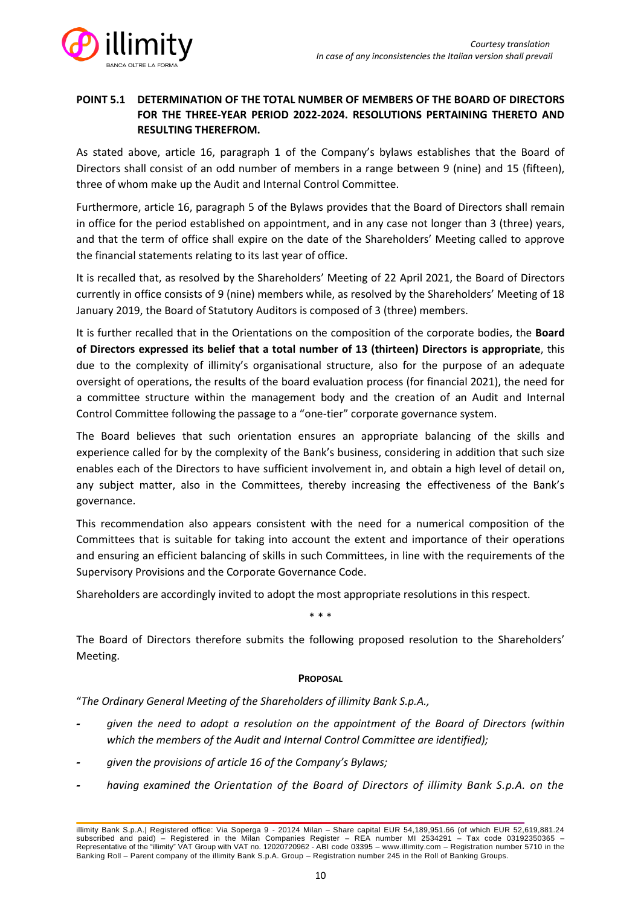## POINT 5.1 DETERMINATION OF THE TOTAL NUMBER OF MEMBERS OF THE BOARD OF DIRECTORS FOR THE THREE-YEAR PERIOD 2022-2024. RESOLUTIONS PERTAINING THERETO AND RESULTING THEREFROM.

As stated above, article 16, paragraph 1 of the Company's bylaws establishes that the Board of Directors shall consist of an odd number of members in a range between 9 (nine) and 15 (fifteen), three of whom make up the Audit and Internal Control Committee.

Furthermore, article 16, paragraph 5 of the Bylaws provides that the Board of Directors shall remain in office for the period established on appointment, and in any case not longer than 3 (three) years, and that the term of office shall expire on the date of the Shareholders' Meeting called to approve the financial statements relating to its last year of office.

It is recalled that, as resolved by the Shareholders' Meeting of 22 April 2021, the Board of Directors currently in office consists of 9 (nine) members while, as resolved by the Shareholders' Meeting of 18 January 2019, the Board of Statutory Auditors is composed of 3 (three) members.

It is further recalled that in the Orientations on the composition of the corporate bodies, the **Board of Directors expressed its belief that a total number of 13 (thirteen) Directors is appropriate**, this due to the complexity of illimity's organisational structure, also for the purpose of an adequate oversight of operations, the results of the board evaluation process (for financial 2021), the need for a committee structure within the management body and the creation of an Audit and Internal Control Committee following the passage to a "one-tier" corporate governance system.

The Board believes that such orientation ensures an appropriate balancing of the skills and experience called for by the complexity of the Bank's business, considering in addition that such size enables each of the Directors to have sufficient involvement in, and obtain a high level of detail on, any subject matter, also in the Committees, thereby increasing the effectiveness of the Bank's governance.

This recommendation also appears consistent with the need for a numerical composition of the Committees that is suitable for taking into account the extent and importance of their operations and ensuring an efficient balancing of skills in such Committees, in line with the requirements of the Supervisory Provisions and the Corporate Governance Code.

Shareholders are accordingly invited to adopt the most appropriate resolutions in this respect.

\* \* \*

The Board of Directors therefore submits the following proposed resolution to the Shareholders' Meeting.

**PROPOSAL**

"*The Ordinary General Meeting of the Shareholders of illimity Bank S.p.A.,*

- *given the need to adopt a resolution on the appointment of the Board of Directors (within which the members of the Audit and Internal Control Committee are identified);*
- *given the provisions of article 16 of the Company's Bylaws;*
- *having examined the Orientation of the Board of Directors of illimity Bank S.p.A. on the*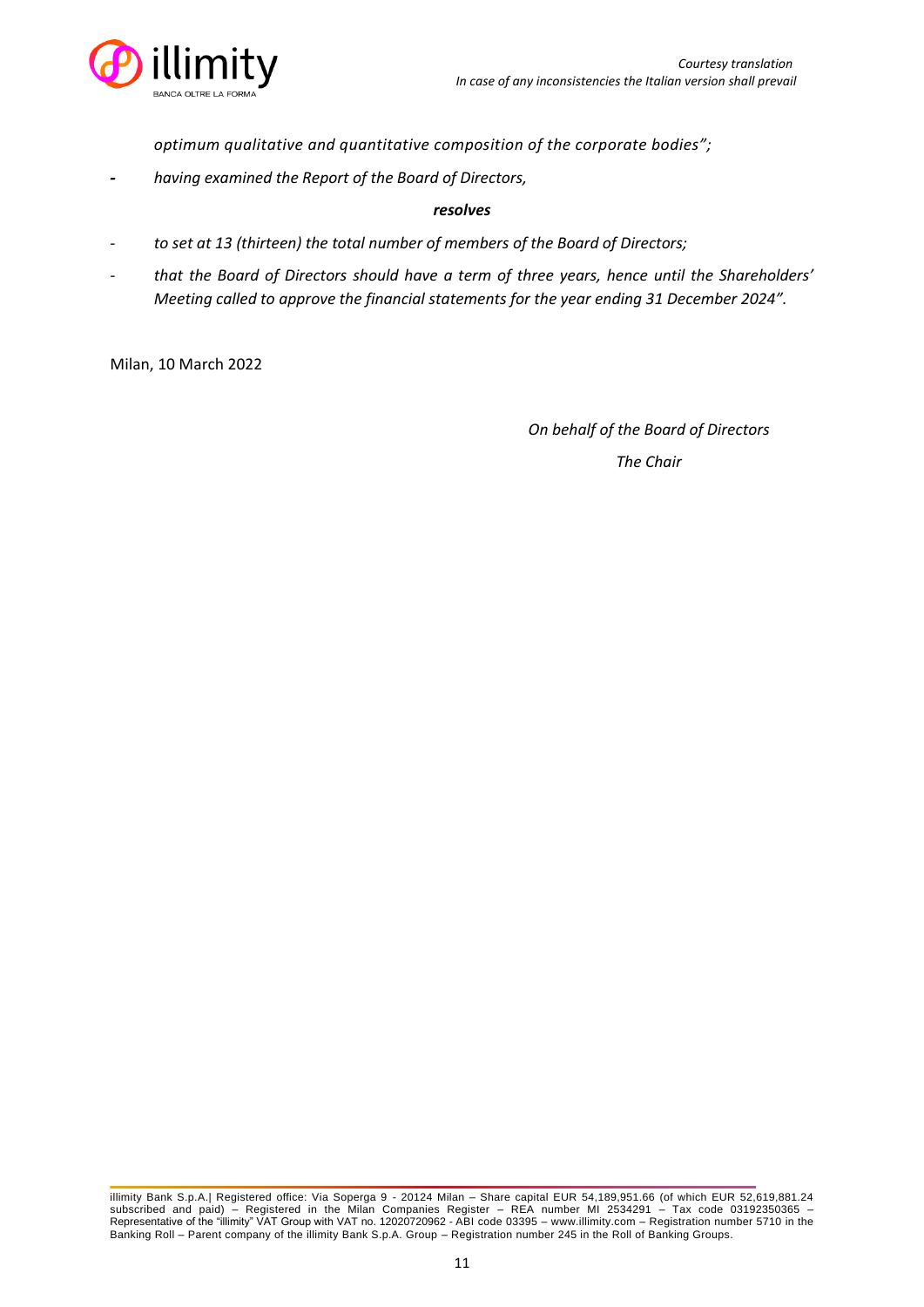*optimum qualitative and quantitative composition of the corporate bodies";*

- *having examined the Report of the Board of Directors,*

***resolves***

- *to set at 13 (thirteen) the total number of members of the Board of Directors;*
- *that the Board of Directors should have a term of three years, hence until the Shareholders' Meeting called to approve the financial statements for the year ending 31 December 2024".*

Milan, 10 March 2022

*On behalf of the Board of Directors*

*The Chair*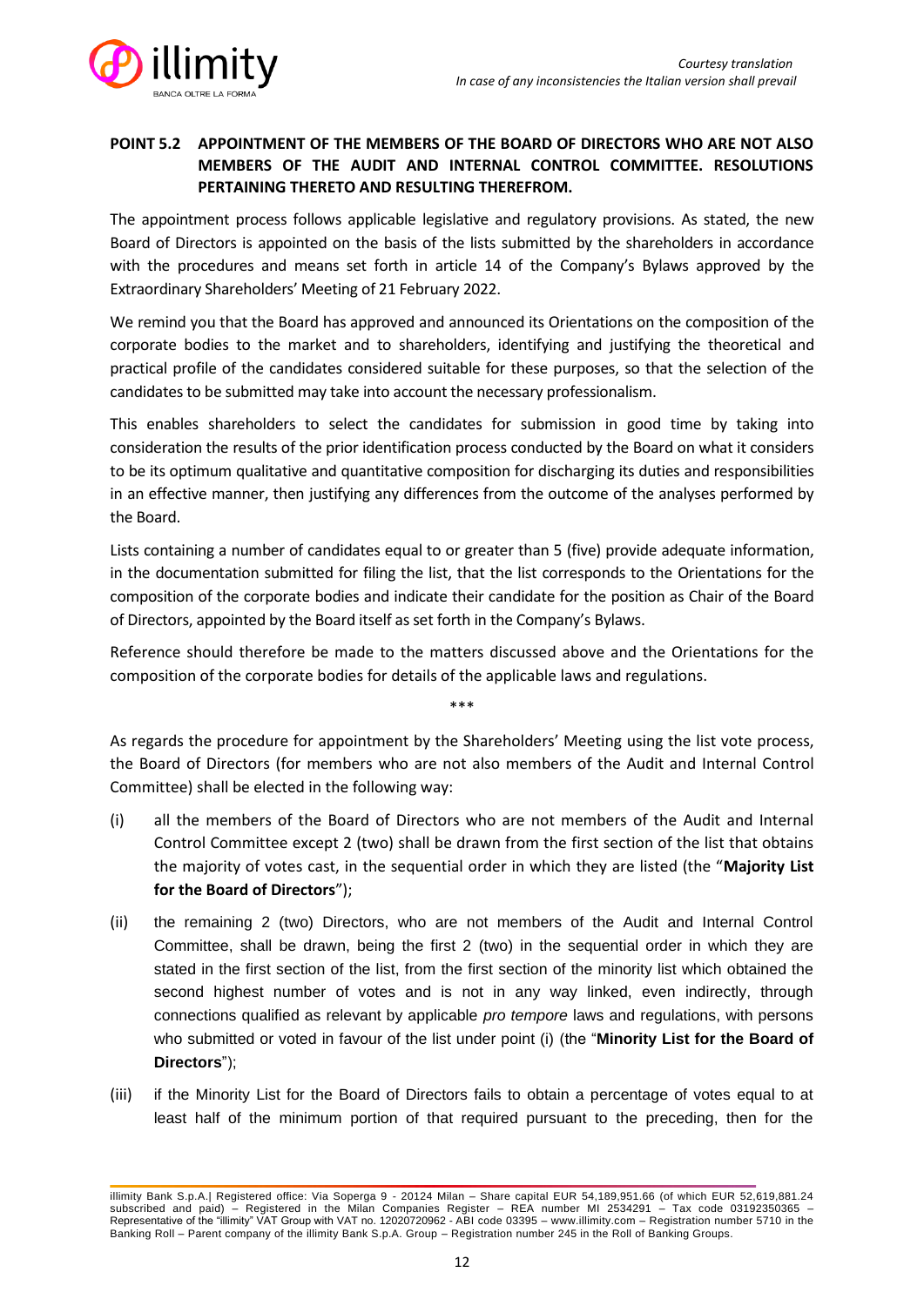## POINT 5.2 APPOINTMENT OF THE MEMBERS OF THE BOARD OF DIRECTORS WHO ARE NOT ALSO MEMBERS OF THE AUDIT AND INTERNAL CONTROL COMMITTEE. RESOLUTIONS PERTAINING THERETO AND RESULTING THEREFROM.

The appointment process follows applicable legislative and regulatory provisions. As stated, the new Board of Directors is appointed on the basis of the lists submitted by the shareholders in accordance with the procedures and means set forth in article 14 of the Company's Bylaws approved by the Extraordinary Shareholders' Meeting of 21 February 2022.

We remind you that the Board has approved and announced its Orientations on the composition of the corporate bodies to the market and to shareholders, identifying and justifying the theoretical and practical profile of the candidates considered suitable for these purposes, so that the selection of the candidates to be submitted may take into account the necessary professionalism.

This enables shareholders to select the candidates for submission in good time by taking into consideration the results of the prior identification process conducted by the Board on what it considers to be its optimum qualitative and quantitative composition for discharging its duties and responsibilities in an effective manner, then justifying any differences from the outcome of the analyses performed by the Board.

Lists containing a number of candidates equal to or greater than 5 (five) provide adequate information, in the documentation submitted for filing the list, that the list corresponds to the Orientations for the composition of the corporate bodies and indicate their candidate for the position as Chair of the Board of Directors, appointed by the Board itself as set forth in the Company's Bylaws.

Reference should therefore be made to the matters discussed above and the Orientations for the composition of the corporate bodies for details of the applicable laws and regulations.

\*\*\*

As regards the procedure for appointment by the Shareholders' Meeting using the list vote process, the Board of Directors (for members who are not also members of the Audit and Internal Control Committee) shall be elected in the following way:

(i) all the members of the Board of Directors who are not members of the Audit and Internal Control Committee except 2 (two) shall be drawn from the first section of the list that obtains the majority of votes cast, in the sequential order in which they are listed (the "**Majority List for the Board of Directors**");

(ii) the remaining 2 (two) Directors, who are not members of the Audit and Internal Control Committee, shall be drawn, being the first 2 (two) in the sequential order in which they are stated in the first section of the list, from the first section of the minority list which obtained the second highest number of votes and is not in any way linked, even indirectly, through connections qualified as relevant by applicable *pro tempore* laws and regulations, with persons who submitted or voted in favour of the list under point (i) (the "**Minority List for the Board of Directors**");

(iii) if the Minority List for the Board of Directors fails to obtain a percentage of votes equal to at least half of the minimum portion of that required pursuant to the preceding, then for the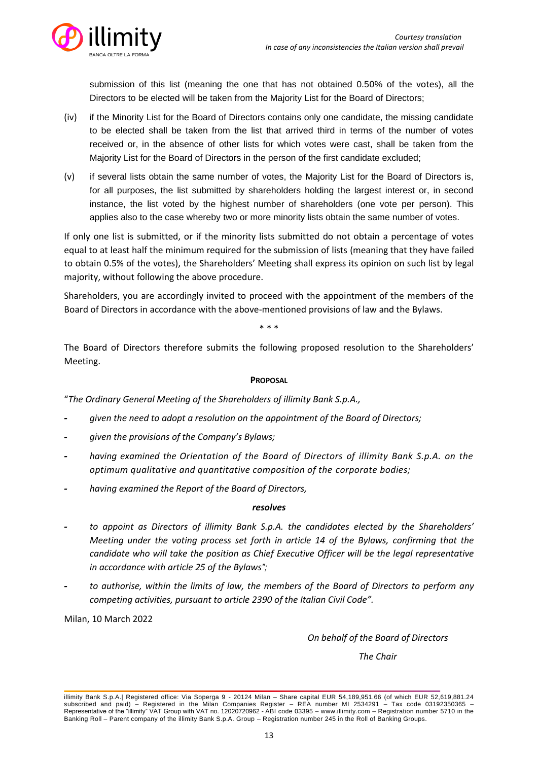submission of this list (meaning the one that has not obtained 0.50% of the votes), all the Directors to be elected will be taken from the Majority List for the Board of Directors;

(iv) if the Minority List for the Board of Directors contains only one candidate, the missing candidate to be elected shall be taken from the list that arrived third in terms of the number of votes received or, in the absence of other lists for which votes were cast, shall be taken from the Majority List for the Board of Directors in the person of the first candidate excluded;

(v) if several lists obtain the same number of votes, the Majority List for the Board of Directors is, for all purposes, the list submitted by shareholders holding the largest interest or, in second instance, the list voted by the highest number of shareholders (one vote per person). This applies also to the case whereby two or more minority lists obtain the same number of votes.

If only one list is submitted, or if the minority lists submitted do not obtain a percentage of votes equal to at least half the minimum required for the submission of lists (meaning that they have failed to obtain 0.5% of the votes), the Shareholders' Meeting shall express its opinion on such list by legal majority, without following the above procedure.

Shareholders, you are accordingly invited to proceed with the appointment of the members of the Board of Directors in accordance with the above-mentioned provisions of law and the Bylaws.

\* \* \*

The Board of Directors therefore submits the following proposed resolution to the Shareholders' Meeting.

**PROPOSAL**

"*The Ordinary General Meeting of the Shareholders of illimity Bank S.p.A.,*

- *given the need to adopt a resolution on the appointment of the Board of Directors;*
- *given the provisions of the Company's Bylaws;*
- *having examined the Orientation of the Board of Directors of illimity Bank S.p.A. on the optimum qualitative and quantitative composition of the corporate bodies;*
- *having examined the Report of the Board of Directors,*

***resolves***

- *to appoint as Directors of illimity Bank S.p.A. the candidates elected by the Shareholders' Meeting under the voting process set forth in article 14 of the Bylaws, confirming that the candidate who will take the position as Chief Executive Officer will be the legal representative in accordance with article 25 of the Bylaws";*
- *to authorise, within the limits of law, the members of the Board of Directors to perform any competing activities, pursuant to article 2390 of the Italian Civil Code".*

Milan, 10 March 2022

*On behalf of the Board of Directors*

*The Chair*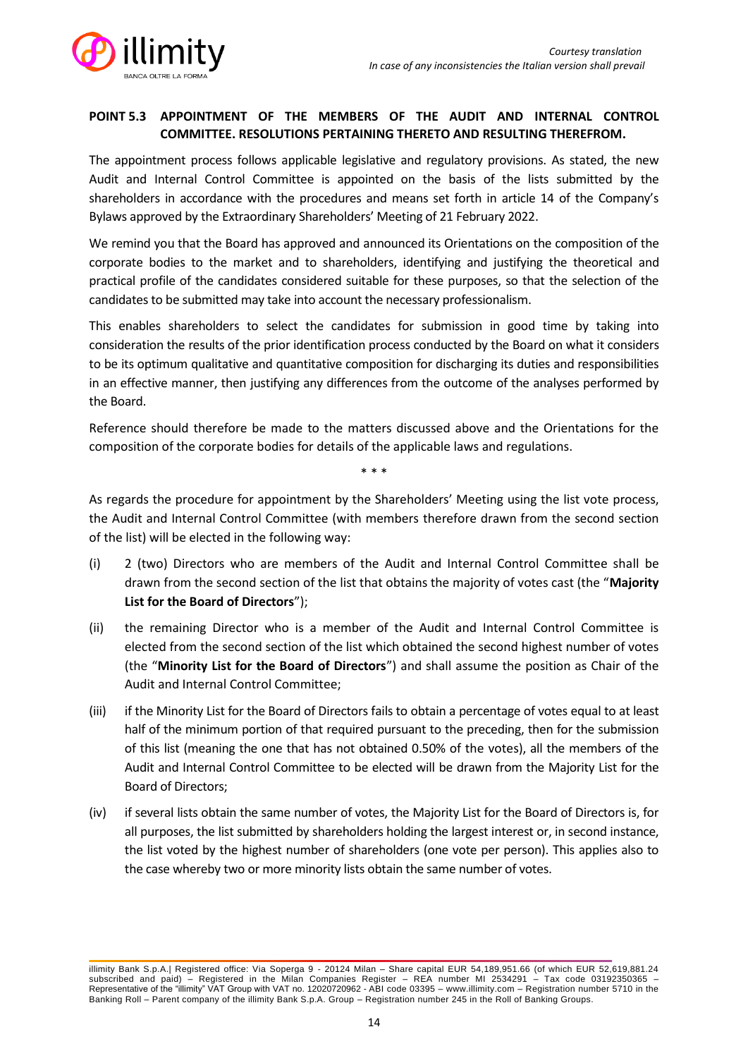*Courtesy translation*
*In case of any inconsistencies the Italian version shall prevail*

## POINT 5.3 APPOINTMENT OF THE MEMBERS OF THE AUDIT AND INTERNAL CONTROL COMMITTEE. RESOLUTIONS PERTAINING THERETO AND RESULTING THEREFROM.

The appointment process follows applicable legislative and regulatory provisions. As stated, the new Audit and Internal Control Committee is appointed on the basis of the lists submitted by the shareholders in accordance with the procedures and means set forth in article 14 of the Company's Bylaws approved by the Extraordinary Shareholders' Meeting of 21 February 2022.

We remind you that the Board has approved and announced its Orientations on the composition of the corporate bodies to the market and to shareholders, identifying and justifying the theoretical and practical profile of the candidates considered suitable for these purposes, so that the selection of the candidates to be submitted may take into account the necessary professionalism.

This enables shareholders to select the candidates for submission in good time by taking into consideration the results of the prior identification process conducted by the Board on what it considers to be its optimum qualitative and quantitative composition for discharging its duties and responsibilities in an effective manner, then justifying any differences from the outcome of the analyses performed by the Board.

Reference should therefore be made to the matters discussed above and the Orientations for the composition of the corporate bodies for details of the applicable laws and regulations.

\* \* \*

As regards the procedure for appointment by the Shareholders' Meeting using the list vote process, the Audit and Internal Control Committee (with members therefore drawn from the second section of the list) will be elected in the following way:

(i) 2 (two) Directors who are members of the Audit and Internal Control Committee shall be drawn from the second section of the list that obtains the majority of votes cast (the "**Majority List for the Board of Directors**");

(ii) the remaining Director who is a member of the Audit and Internal Control Committee is elected from the second section of the list which obtained the second highest number of votes (the "**Minority List for the Board of Directors**") and shall assume the position as Chair of the Audit and Internal Control Committee;

(iii) if the Minority List for the Board of Directors fails to obtain a percentage of votes equal to at least half of the minimum portion of that required pursuant to the preceding, then for the submission of this list (meaning the one that has not obtained 0.50% of the votes), all the members of the Audit and Internal Control Committee to be elected will be drawn from the Majority List for the Board of Directors;

(iv) if several lists obtain the same number of votes, the Majority List for the Board of Directors is, for all purposes, the list submitted by shareholders holding the largest interest or, in second instance, the list voted by the highest number of shareholders (one vote per person). This applies also to the case whereby two or more minority lists obtain the same number of votes.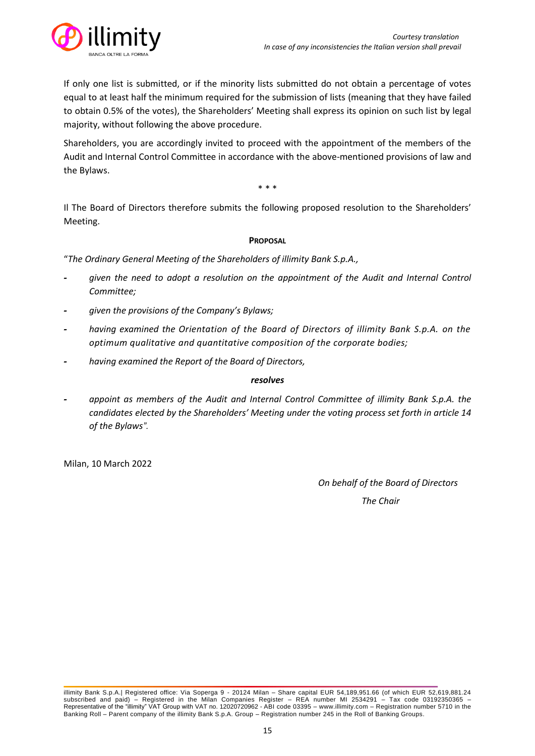If only one list is submitted, or if the minority lists submitted do not obtain a percentage of votes equal to at least half the minimum required for the submission of lists (meaning that they have failed to obtain 0.5% of the votes), the Shareholders' Meeting shall express its opinion on such list by legal majority, without following the above procedure.

Shareholders, you are accordingly invited to proceed with the appointment of the members of the Audit and Internal Control Committee in accordance with the above-mentioned provisions of law and the Bylaws.

\* \* \*

Il The Board of Directors therefore submits the following proposed resolution to the Shareholders' Meeting.

**PROPOSAL**

"*The Ordinary General Meeting of the Shareholders of illimity Bank S.p.A.,*

- *given the need to adopt a resolution on the appointment of the Audit and Internal Control Committee;*
- *given the provisions of the Company's Bylaws;*
- *having examined the Orientation of the Board of Directors of illimity Bank S.p.A. on the optimum qualitative and quantitative composition of the corporate bodies;*
- *having examined the Report of the Board of Directors,*

***resolves***

- *appoint as members of the Audit and Internal Control Committee of illimity Bank S.p.A. the candidates elected by the Shareholders' Meeting under the voting process set forth in article 14 of the Bylaws".*

Milan, 10 March 2022

*On behalf of the Board of Directors*

*The Chair*

illimity Bank S.p.A.| Registered office: Via Soperga 9 - 20124 Milan – Share capital EUR 54,189,951.66 (of which EUR 52,619,881.24 subscribed and paid) – Registered in the Milan Companies Register – REA number MI 2534291 – Tax code 03192350365 – Representative of the "illimity" VAT Group with VAT no. 12020720962 - ABI code 03395 – www.illimity.com – Registration number 5710 in the Banking Roll – Parent company of the illimity Bank S.p.A. Group – Registration number 245 in the Roll of Banking Groups.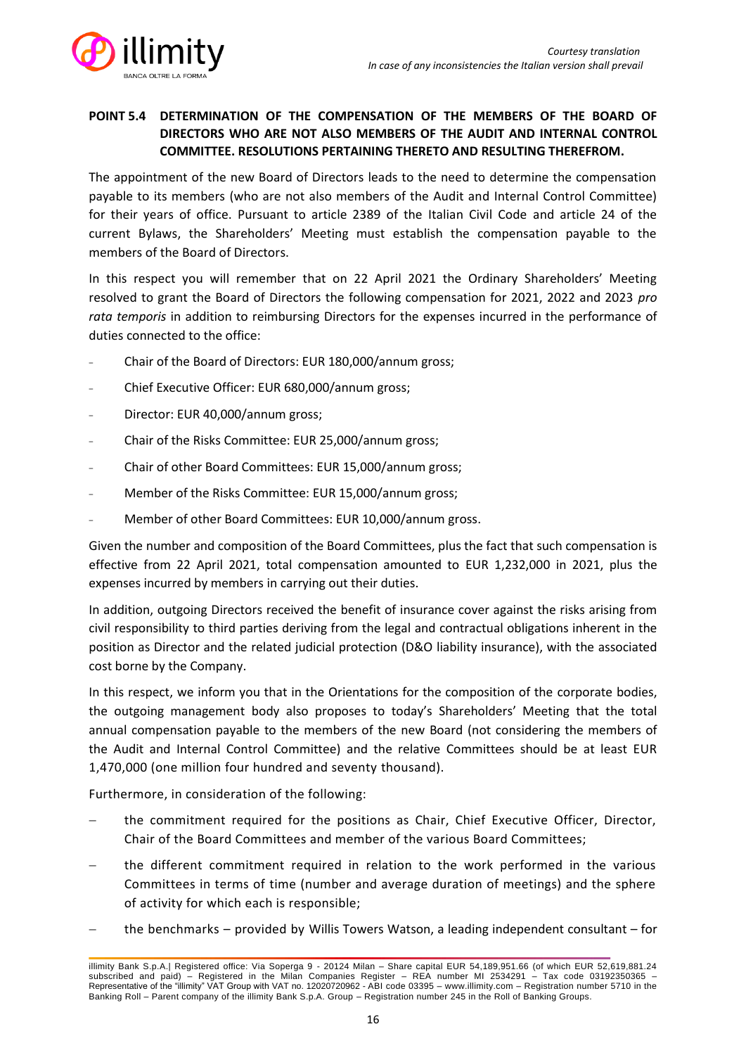## POINT 5.4 DETERMINATION OF THE COMPENSATION OF THE MEMBERS OF THE BOARD OF DIRECTORS WHO ARE NOT ALSO MEMBERS OF THE AUDIT AND INTERNAL CONTROL COMMITTEE. RESOLUTIONS PERTAINING THERETO AND RESULTING THEREFROM.

The appointment of the new Board of Directors leads to the need to determine the compensation payable to its members (who are not also members of the Audit and Internal Control Committee) for their years of office. Pursuant to article 2389 of the Italian Civil Code and article 24 of the current Bylaws, the Shareholders' Meeting must establish the compensation payable to the members of the Board of Directors.

In this respect you will remember that on 22 April 2021 the Ordinary Shareholders' Meeting resolved to grant the Board of Directors the following compensation for 2021, 2022 and 2023 *pro rata temporis* in addition to reimbursing Directors for the expenses incurred in the performance of duties connected to the office:

- Chair of the Board of Directors: EUR 180,000/annum gross;
- Chief Executive Officer: EUR 680,000/annum gross;
- Director: EUR 40,000/annum gross;
- Chair of the Risks Committee: EUR 25,000/annum gross;
- Chair of other Board Committees: EUR 15,000/annum gross;
- Member of the Risks Committee: EUR 15,000/annum gross;
- Member of other Board Committees: EUR 10,000/annum gross.

Given the number and composition of the Board Committees, plus the fact that such compensation is effective from 22 April 2021, total compensation amounted to EUR 1,232,000 in 2021, plus the expenses incurred by members in carrying out their duties.

In addition, outgoing Directors received the benefit of insurance cover against the risks arising from civil responsibility to third parties deriving from the legal and contractual obligations inherent in the position as Director and the related judicial protection (D&O liability insurance), with the associated cost borne by the Company.

In this respect, we inform you that in the Orientations for the composition of the corporate bodies, the outgoing management body also proposes to today's Shareholders' Meeting that the total annual compensation payable to the members of the new Board (not considering the members of the Audit and Internal Control Committee) and the relative Committees should be at least EUR 1,470,000 (one million four hundred and seventy thousand).

Furthermore, in consideration of the following:

- the commitment required for the positions as Chair, Chief Executive Officer, Director, Chair of the Board Committees and member of the various Board Committees;
- the different commitment required in relation to the work performed in the various Committees in terms of time (number and average duration of meetings) and the sphere of activity for which each is responsible;
- the benchmarks – provided by Willis Towers Watson, a leading independent consultant – for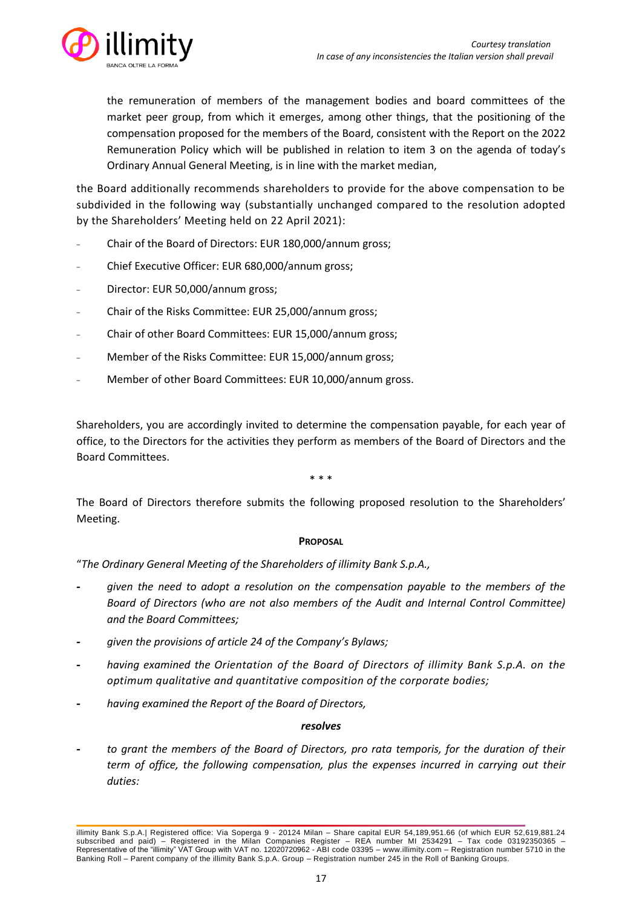the remuneration of members of the management bodies and board committees of the market peer group, from which it emerges, among other things, that the positioning of the compensation proposed for the members of the Board, consistent with the Report on the 2022 Remuneration Policy which will be published in relation to item 3 on the agenda of today's Ordinary Annual General Meeting, is in line with the market median,

the Board additionally recommends shareholders to provide for the above compensation to be subdivided in the following way (substantially unchanged compared to the resolution adopted by the Shareholders' Meeting held on 22 April 2021):

- Chair of the Board of Directors: EUR 180,000/annum gross;
- Chief Executive Officer: EUR 680,000/annum gross;
- Director: EUR 50,000/annum gross;
- Chair of the Risks Committee: EUR 25,000/annum gross;
- Chair of other Board Committees: EUR 15,000/annum gross;
- Member of the Risks Committee: EUR 15,000/annum gross;
- Member of other Board Committees: EUR 10,000/annum gross.

Shareholders, you are accordingly invited to determine the compensation payable, for each year of office, to the Directors for the activities they perform as members of the Board of Directors and the Board Committees.

\* \* \*

The Board of Directors therefore submits the following proposed resolution to the Shareholders' Meeting.

**PROPOSAL**

"*The Ordinary General Meeting of the Shareholders of illimity Bank S.p.A.,*

- *given the need to adopt a resolution on the compensation payable to the members of the Board of Directors (who are not also members of the Audit and Internal Control Committee) and the Board Committees;*
- *given the provisions of article 24 of the Company's Bylaws;*
- *having examined the Orientation of the Board of Directors of illimity Bank S.p.A. on the optimum qualitative and quantitative composition of the corporate bodies;*
- *having examined the Report of the Board of Directors,*

***resolves***

- *to grant the members of the Board of Directors, pro rata temporis, for the duration of their term of office, the following compensation, plus the expenses incurred in carrying out their duties:*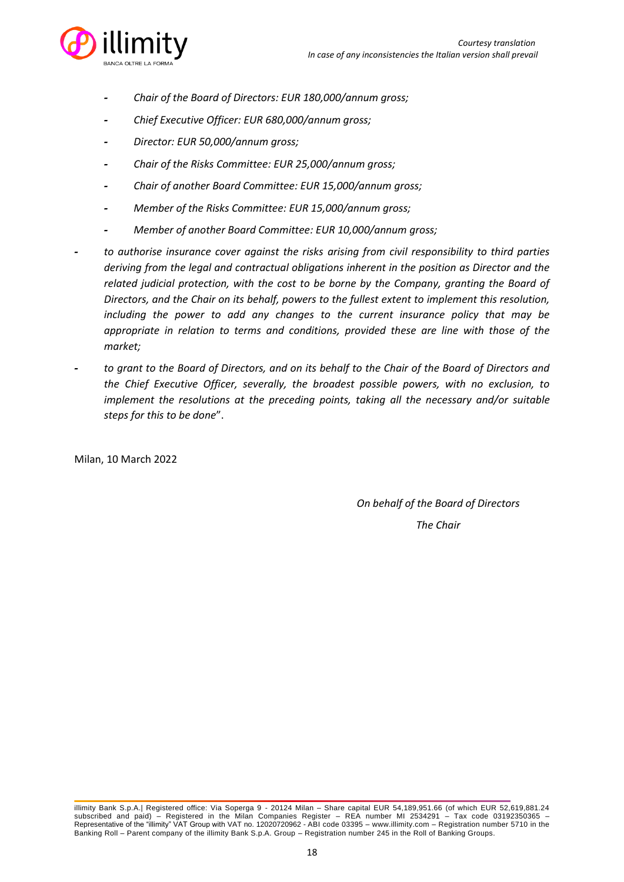- *Chair of the Board of Directors: EUR 180,000/annum gross;*
- *Chief Executive Officer: EUR 680,000/annum gross;*
- *Director: EUR 50,000/annum gross;*
- *Chair of the Risks Committee: EUR 25,000/annum gross;*
- *Chair of another Board Committee: EUR 15,000/annum gross;*
- *Member of the Risks Committee: EUR 15,000/annum gross;*
- *Member of another Board Committee: EUR 10,000/annum gross;*

- *to authorise insurance cover against the risks arising from civil responsibility to third parties deriving from the legal and contractual obligations inherent in the position as Director and the related judicial protection, with the cost to be borne by the Company, granting the Board of Directors, and the Chair on its behalf, powers to the fullest extent to implement this resolution, including the power to add any changes to the current insurance policy that may be appropriate in relation to terms and conditions, provided these are line with those of the market;*
- *to grant to the Board of Directors, and on its behalf to the Chair of the Board of Directors and the Chief Executive Officer, severally, the broadest possible powers, with no exclusion, to implement the resolutions at the preceding points, taking all the necessary and/or suitable steps for this to be done*".

Milan, 10 March 2022

*On behalf of the Board of Directors*

*The Chair*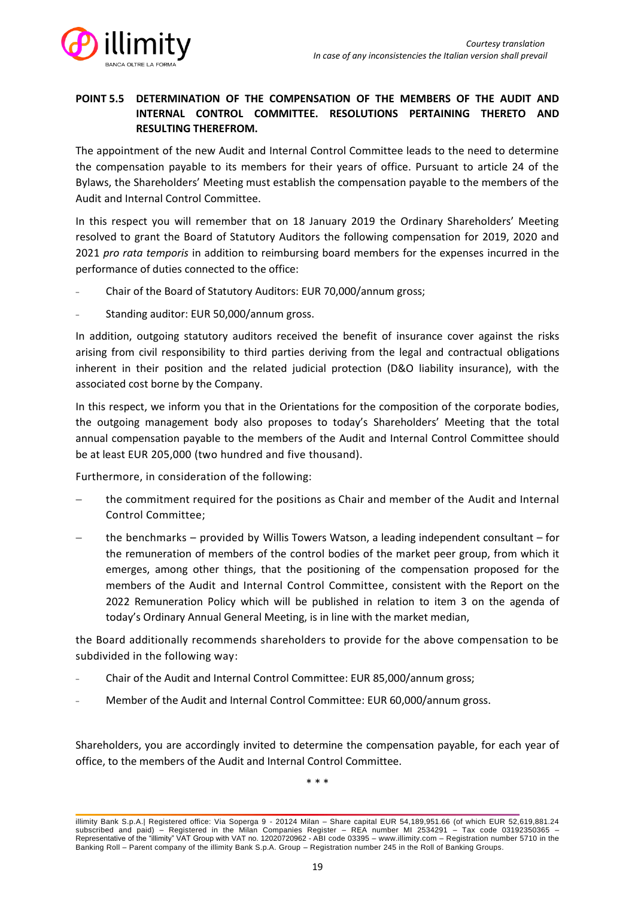*Courtesy translation*
*In case of any inconsistencies the Italian version shall prevail*

## POINT 5.5 DETERMINATION OF THE COMPENSATION OF THE MEMBERS OF THE AUDIT AND INTERNAL CONTROL COMMITTEE. RESOLUTIONS PERTAINING THERETO AND RESULTING THEREFROM.

The appointment of the new Audit and Internal Control Committee leads to the need to determine the compensation payable to its members for their years of office. Pursuant to article 24 of the Bylaws, the Shareholders' Meeting must establish the compensation payable to the members of the Audit and Internal Control Committee.

In this respect you will remember that on 18 January 2019 the Ordinary Shareholders' Meeting resolved to grant the Board of Statutory Auditors the following compensation for 2019, 2020 and 2021 *pro rata temporis* in addition to reimbursing board members for the expenses incurred in the performance of duties connected to the office:

- Chair of the Board of Statutory Auditors: EUR 70,000/annum gross;
- Standing auditor: EUR 50,000/annum gross.

In addition, outgoing statutory auditors received the benefit of insurance cover against the risks arising from civil responsibility to third parties deriving from the legal and contractual obligations inherent in their position and the related judicial protection (D&O liability insurance), with the associated cost borne by the Company.

In this respect, we inform you that in the Orientations for the composition of the corporate bodies, the outgoing management body also proposes to today's Shareholders' Meeting that the total annual compensation payable to the members of the Audit and Internal Control Committee should be at least EUR 205,000 (two hundred and five thousand).

Furthermore, in consideration of the following:

- the commitment required for the positions as Chair and member of the Audit and Internal Control Committee;
- the benchmarks – provided by Willis Towers Watson, a leading independent consultant – for the remuneration of members of the control bodies of the market peer group, from which it emerges, among other things, that the positioning of the compensation proposed for the members of the Audit and Internal Control Committee, consistent with the Report on the 2022 Remuneration Policy which will be published in relation to item 3 on the agenda of today's Ordinary Annual General Meeting, is in line with the market median,

the Board additionally recommends shareholders to provide for the above compensation to be subdivided in the following way:

- Chair of the Audit and Internal Control Committee: EUR 85,000/annum gross;
- Member of the Audit and Internal Control Committee: EUR 60,000/annum gross.

Shareholders, you are accordingly invited to determine the compensation payable, for each year of office, to the members of the Audit and Internal Control Committee.

\* \* \*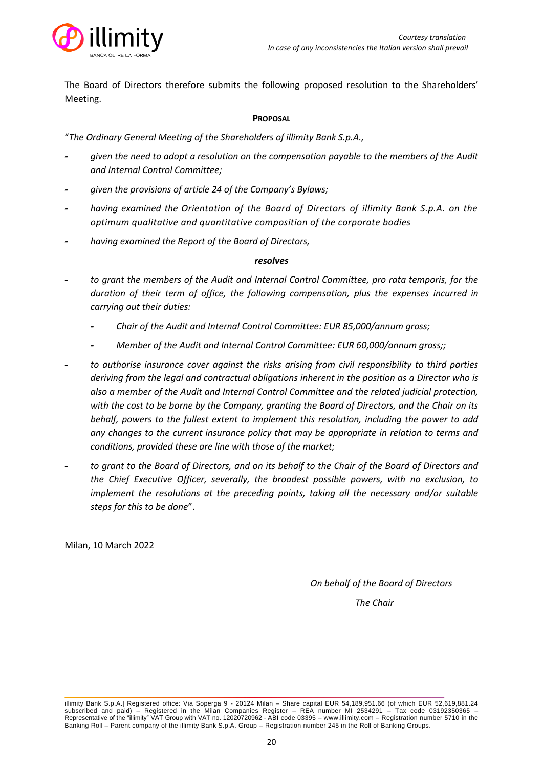*Courtesy translation*
*In case of any inconsistencies the Italian version shall prevail*

The Board of Directors therefore submits the following proposed resolution to the Shareholders' Meeting.

**PROPOSAL**

"*The Ordinary General Meeting of the Shareholders of illimity Bank S.p.A.,*

- *given the need to adopt a resolution on the compensation payable to the members of the Audit and Internal Control Committee;*
- *given the provisions of article 24 of the Company's Bylaws;*
- *having examined the Orientation of the Board of Directors of illimity Bank S.p.A. on the optimum qualitative and quantitative composition of the corporate bodies*
- *having examined the Report of the Board of Directors,*

***resolves***

- *to grant the members of the Audit and Internal Control Committee, pro rata temporis, for the duration of their term of office, the following compensation, plus the expenses incurred in carrying out their duties:*
  - *Chair of the Audit and Internal Control Committee: EUR 85,000/annum gross;*
  - *Member of the Audit and Internal Control Committee: EUR 60,000/annum gross;;*
- *to authorise insurance cover against the risks arising from civil responsibility to third parties deriving from the legal and contractual obligations inherent in the position as a Director who is also a member of the Audit and Internal Control Committee and the related judicial protection, with the cost to be borne by the Company, granting the Board of Directors, and the Chair on its behalf, powers to the fullest extent to implement this resolution, including the power to add any changes to the current insurance policy that may be appropriate in relation to terms and conditions, provided these are line with those of the market;*
- *to grant to the Board of Directors, and on its behalf to the Chair of the Board of Directors and the Chief Executive Officer, severally, the broadest possible powers, with no exclusion, to implement the resolutions at the preceding points, taking all the necessary and/or suitable steps for this to be done*".

Milan, 10 March 2022

*On behalf of the Board of Directors*

*The Chair*